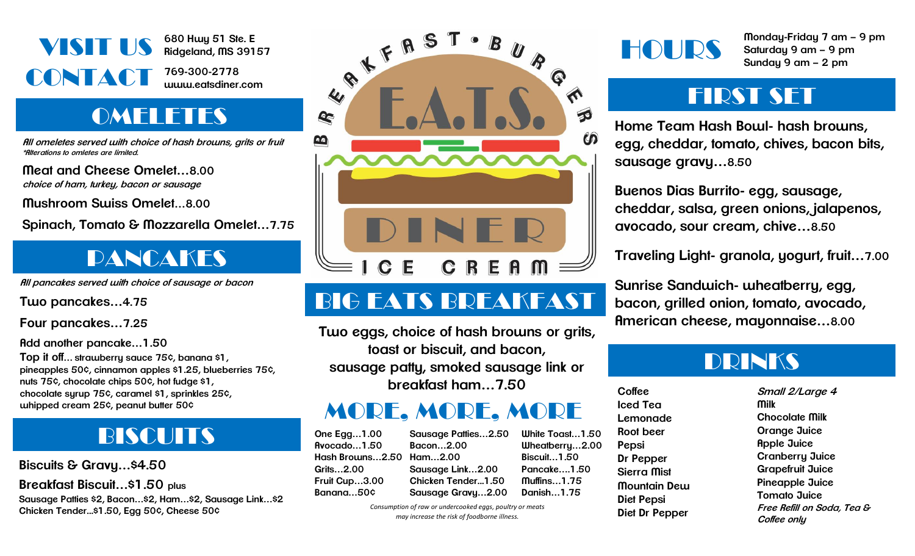**VISIT US** 680 Hwy 51 Ste. E
Ridgeland, MS 39157

**CONTACT** 769-300-2778
www.eatsdiner.com

## OMELETES

*All omeletes served with choice of hash browns, grits or fruit*
*\*Alterations to omletes are limited.*

**Meat and Cheese Omelet...8.00**
*choice of ham, turkey, bacon or sausage*

**Mushroom Swiss Omelet...8.00**

**Spinach, Tomato & Mozzarella Omelet...7.75**

## PANCAKES

*All pancakes served with choice of sausage or bacon*

**Two pancakes...4.75**

**Four pancakes...7.25**

**Add another pancake...1.50**

**Top it off...** strawberry sauce 75¢, banana $1, pineapples 50¢, cinnamon apples $1.25, blueberries 75¢, nuts 75¢, chocolate chips 50¢, hot fudge $1, chocolate syrup 75¢, caramel $1, sprinkles 25¢, whipped cream 25¢, peanut butter 50¢

## BISCUITS

**Biscuits & Gravy...$4.50**

**Breakfast Biscuit...$1.50** plus
Sausage Patties $2, Bacon...$2, Ham...$2, Sausage Link...$2
Chicken Tender...$1.50, Egg 50¢, Cheese 50¢

BREAKFAST • BURGERS
E.A.T.S.
DINER
ICE CREAM

## BIG EATS BREAKFAST

Two eggs, choice of hash browns or grits, toast or biscuit, and bacon, sausage patty, smoked sausage link or breakfast ham...7.50

## MORE, MORE, MORE

| | | |
|---|---|---|
| One Egg...1.00 | Sausage Patties...2.50 | White Toast...1.50 |
| Avocado...1.50 | Bacon...2.00 | Wheatberry...2.00 |
| Hash Browns...2.50 | Ham...2.00 | Biscuit...1.50 |
| Grits...2.00 | Sausage Link...2.00 | Pancake....1.50 |
| Fruit Cup...3.00 | Chicken Tender...1.50 | Muffins...1.75 |
| Banana...50¢ | Sausage Gravy...2.00 | Danish...1.75 |

*Consumption of raw or undercooked eggs, poultry or meats may increase the risk of foodborne illness.*

**HOURS**
Monday-Friday 7 am – 9 pm
Saturday 9 am – 9 pm
Sunday 9 am – 2 pm

## FIRST SET

**Home Team Hash Bowl-** hash browns, egg, cheddar, tomato, chives, bacon bits, sausage gravy...8.50

**Buenos Dias Burrito-** egg, sausage, cheddar, salsa, green onions, jalapenos, avocado, sour cream, chive...8.50

**Traveling Light-** granola, yogurt, fruit...7.00

**Sunrise Sandwich-** wheatberry, egg, bacon, grilled onion, tomato, avocado, American cheese, mayonnaise...8.00

## DRINKS

Coffee
Iced Tea
Lemonade
Root beer
Pepsi
Dr Pepper
Sierra Mist
Mountain Dew
Diet Pepsi
Diet Dr Pepper

*Small 2/Large 4*
Milk
Chocolate Milk
Orange Juice
Apple Juice
Cranberry Juice
Grapefruit Juice
Pineapple Juice
Tomato Juice
*Free Refill on Soda, Tea & Coffee only*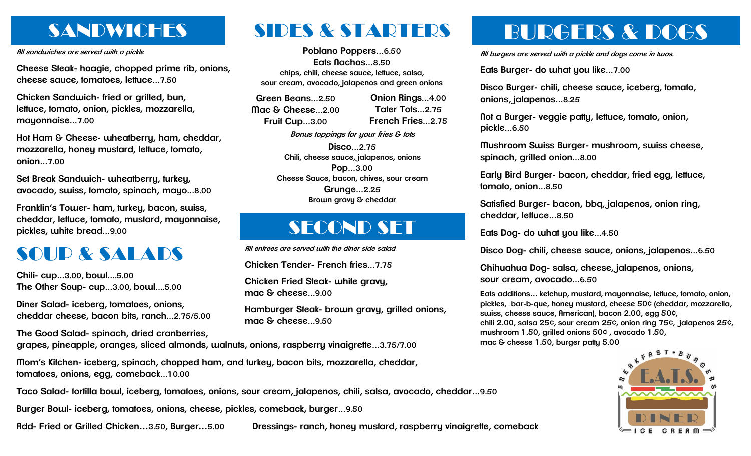## SANDWICHES

*All sandwiches are served with a pickle*

**Cheese Steak**- hoagie, chopped prime rib, onions, cheese sauce, tomatoes, lettuce...7.50

**Chicken Sandwich**- fried or grilled, bun, lettuce, tomato, onion, pickles, mozzarella, mayonnaise...7.00

**Hot Ham & Cheese**- wheatberry, ham, cheddar, mozzarella, honey mustard, lettuce, tomato, onion...7.00

**Set Break Sandwich**- wheatberry, turkey, avocado, swiss, tomato, spinach, mayo...8.00

**Franklin's Tower**- ham, turkey, bacon, swiss, cheddar, lettuce, tomato, mustard, mayonnaise, pickles, white bread...9.00

## SOUP & SALADS

**Chili**- cup...3.00, bowl....5.00
**The Other Soup**- cup...3.00, bowl....5.00

**Diner Salad**- iceberg, tomatoes, onions, cheddar cheese, bacon bits, ranch...2.75/5.00

**The Good Salad**- spinach, dried cranberries, grapes, pineapple, oranges, sliced almonds, walnuts, onions, raspberry vinaigrette...3.75/7.00

**Mom's Kitchen**- iceberg, spinach, chopped ham, and turkey, bacon bits, mozzarella, cheddar, tomatoes, onions, egg, comeback...10.00

**Taco Salad**- tortilla bowl, iceberg, tomatoes, onions, sour cream, jalapenos, chili, salsa, avocado, cheddar...9.50

**Burger Bowl**- iceberg, tomatoes, onions, cheese, pickles, comeback, burger...9.50

**Add**- Fried or Grilled Chicken...3.50, Burger...5.00

**Dressings**- ranch, honey mustard, raspberry vinaigrette, comeback

## SIDES & STARTERS

**Poblano Poppers**...6.50

**Eats Nachos**...8.50
chips, chili, cheese sauce, lettuce, salsa, sour cream, avocado, jalapenos and green onions

**Green Beans**...2.50
**Mac & Cheese**...2.00
**Fruit Cup**...3.00
**Onion Rings**...4.00
**Tater Tots**...2.75
**French Fries**...2.75

*Bonus toppings for your fries & tots*

**Disco**...2.75
Chili, cheese sauce, jalapenos, onions

**Pop**...3.00
Cheese Sauce, bacon, chives, sour cream

**Grunge**...2.25
Brown gravy & cheddar

## SECOND SET

*All entrees are served with the diner side salad*

**Chicken Tender**- French fries...7.75

**Chicken Fried Steak**- white gravy, mac & cheese...9.00

**Hamburger Steak**- brown gravy, grilled onions, mac & cheese...9.50

## BURGERS & DOGS

*All burgers are served with a pickle and dogs come in twos.*

**Eats Burger**- do what you like...7.00

**Disco Burger**- chili, cheese sauce, iceberg, tomato, onions, jalapenos...8.25

**Not a Burger**- veggie patty, lettuce, tomato, onion, pickle...6.50

**Mushroom Swiss Burger**- mushroom, swiss cheese, spinach, grilled onion...8.00

**Early Bird Burger**- bacon, cheddar, fried egg, lettuce, tomato, onion...8.50

**Satisfied Burger**- bacon, bbq, jalapenos, onion ring, cheddar, lettuce...8.50

**Eats Dog**- do what you like...4.50

**Disco Dog**- chili, cheese sauce, onions, jalapenos...6.50

**Chihuahua Dog**- salsa, cheese, jalapenos, onions, sour cream, avocado...6.50

**Eats additions...** ketchup, mustard, mayonnaise, lettuce, tomato, onion, pickles, bar-b-que, honey mustard, cheese 50¢ (cheddar, mozzarella, swiss, cheese sauce, American), bacon 2.00, egg 50¢, chili 2.00, salsa 25¢, sour cream 25¢, onion ring 75¢, jalapenos 25¢, mushroom 1.50, grilled onions 50¢, avocado 1.50, mac & cheese 1.50, burger patty 5.00

BREAKFAST • BURGERS
E.A.T.S.
DINER
ICE CREAM